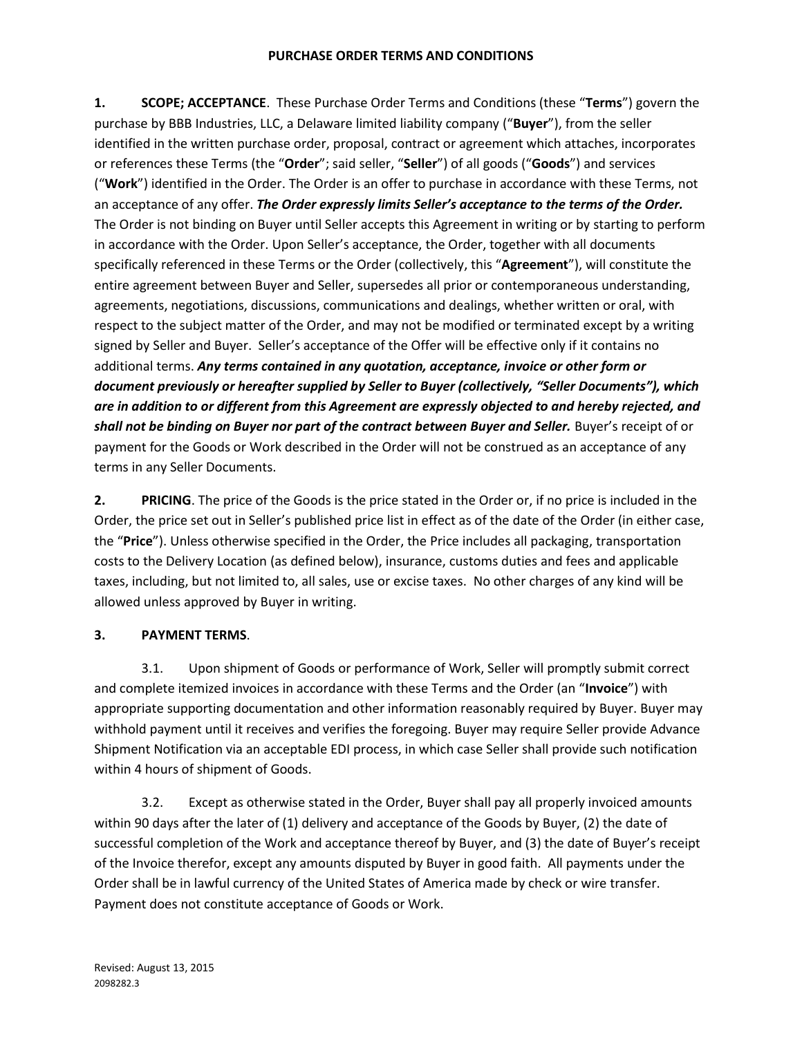# PURCHASE ORDER TERMS AND CONDITIONS

**1. SCOPE; ACCEPTANCE**. These Purchase Order Terms and Conditions (these "**Terms**") govern the purchase by BBB Industries, LLC, a Delaware limited liability company ("**Buyer**"), from the seller identified in the written purchase order, proposal, contract or agreement which attaches, incorporates or references these Terms (the "**Order**"; said seller, "**Seller**") of all goods ("**Goods**") and services ("**Work**") identified in the Order. The Order is an offer to purchase in accordance with these Terms, not an acceptance of any offer. ***The Order expressly limits Seller's acceptance to the terms of the Order.*** The Order is not binding on Buyer until Seller accepts this Agreement in writing or by starting to perform in accordance with the Order. Upon Seller's acceptance, the Order, together with all documents specifically referenced in these Terms or the Order (collectively, this "**Agreement**"), will constitute the entire agreement between Buyer and Seller, supersedes all prior or contemporaneous understanding, agreements, negotiations, discussions, communications and dealings, whether written or oral, with respect to the subject matter of the Order, and may not be modified or terminated except by a writing signed by Seller and Buyer. Seller's acceptance of the Offer will be effective only if it contains no additional terms. ***Any terms contained in any quotation, acceptance, invoice or other form or document previously or hereafter supplied by Seller to Buyer (collectively, "Seller Documents"), which are in addition to or different from this Agreement are expressly objected to and hereby rejected, and shall not be binding on Buyer nor part of the contract between Buyer and Seller.*** Buyer's receipt of or payment for the Goods or Work described in the Order will not be construed as an acceptance of any terms in any Seller Documents.

**2. PRICING**. The price of the Goods is the price stated in the Order or, if no price is included in the Order, the price set out in Seller's published price list in effect as of the date of the Order (in either case, the "**Price**"). Unless otherwise specified in the Order, the Price includes all packaging, transportation costs to the Delivery Location (as defined below), insurance, customs duties and fees and applicable taxes, including, but not limited to, all sales, use or excise taxes. No other charges of any kind will be allowed unless approved by Buyer in writing.

**3. PAYMENT TERMS**.

3.1. Upon shipment of Goods or performance of Work, Seller will promptly submit correct and complete itemized invoices in accordance with these Terms and the Order (an "**Invoice**") with appropriate supporting documentation and other information reasonably required by Buyer. Buyer may withhold payment until it receives and verifies the foregoing. Buyer may require Seller provide Advance Shipment Notification via an acceptable EDI process, in which case Seller shall provide such notification within 4 hours of shipment of Goods.

3.2. Except as otherwise stated in the Order, Buyer shall pay all properly invoiced amounts within 90 days after the later of (1) delivery and acceptance of the Goods by Buyer, (2) the date of successful completion of the Work and acceptance thereof by Buyer, and (3) the date of Buyer's receipt of the Invoice therefor, except any amounts disputed by Buyer in good faith. All payments under the Order shall be in lawful currency of the United States of America made by check or wire transfer. Payment does not constitute acceptance of Goods or Work.

Revised: August 13, 2015
2098282.3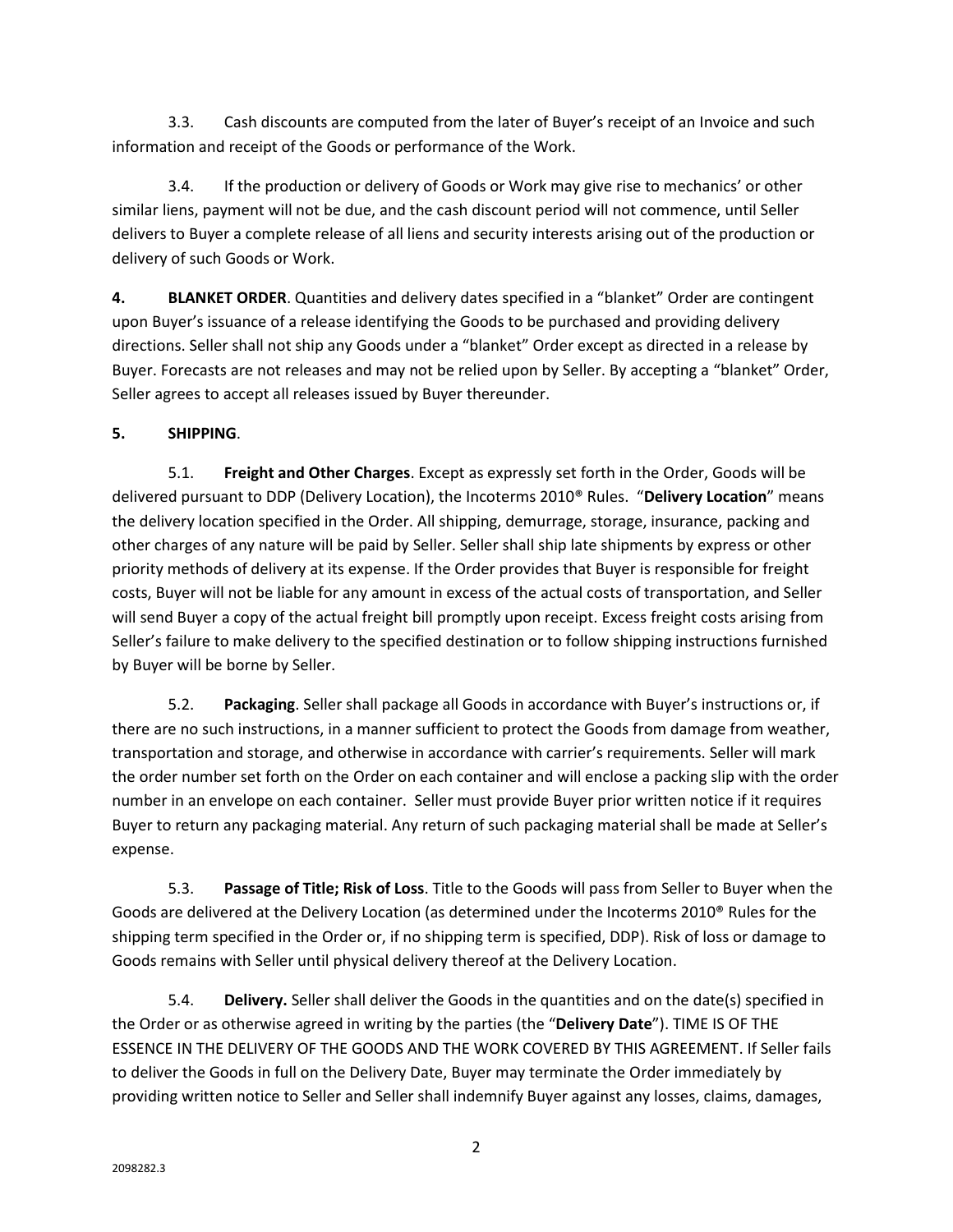3.3. Cash discounts are computed from the later of Buyer's receipt of an Invoice and such information and receipt of the Goods or performance of the Work.

3.4. If the production or delivery of Goods or Work may give rise to mechanics' or other similar liens, payment will not be due, and the cash discount period will not commence, until Seller delivers to Buyer a complete release of all liens and security interests arising out of the production or delivery of such Goods or Work.

**4. BLANKET ORDER**. Quantities and delivery dates specified in a "blanket" Order are contingent upon Buyer's issuance of a release identifying the Goods to be purchased and providing delivery directions. Seller shall not ship any Goods under a "blanket" Order except as directed in a release by Buyer. Forecasts are not releases and may not be relied upon by Seller. By accepting a "blanket" Order, Seller agrees to accept all releases issued by Buyer thereunder.

**5. SHIPPING**.

5.1. **Freight and Other Charges**. Except as expressly set forth in the Order, Goods will be delivered pursuant to DDP (Delivery Location), the Incoterms 2010® Rules. "**Delivery Location**" means the delivery location specified in the Order. All shipping, demurrage, storage, insurance, packing and other charges of any nature will be paid by Seller. Seller shall ship late shipments by express or other priority methods of delivery at its expense. If the Order provides that Buyer is responsible for freight costs, Buyer will not be liable for any amount in excess of the actual costs of transportation, and Seller will send Buyer a copy of the actual freight bill promptly upon receipt. Excess freight costs arising from Seller's failure to make delivery to the specified destination or to follow shipping instructions furnished by Buyer will be borne by Seller.

5.2. **Packaging**. Seller shall package all Goods in accordance with Buyer's instructions or, if there are no such instructions, in a manner sufficient to protect the Goods from damage from weather, transportation and storage, and otherwise in accordance with carrier's requirements. Seller will mark the order number set forth on the Order on each container and will enclose a packing slip with the order number in an envelope on each container. Seller must provide Buyer prior written notice if it requires Buyer to return any packaging material. Any return of such packaging material shall be made at Seller's expense.

5.3. **Passage of Title; Risk of Loss**. Title to the Goods will pass from Seller to Buyer when the Goods are delivered at the Delivery Location (as determined under the Incoterms 2010® Rules for the shipping term specified in the Order or, if no shipping term is specified, DDP). Risk of loss or damage to Goods remains with Seller until physical delivery thereof at the Delivery Location.

5.4. **Delivery.** Seller shall deliver the Goods in the quantities and on the date(s) specified in the Order or as otherwise agreed in writing by the parties (the "**Delivery Date**"). TIME IS OF THE ESSENCE IN THE DELIVERY OF THE GOODS AND THE WORK COVERED BY THIS AGREEMENT. If Seller fails to deliver the Goods in full on the Delivery Date, Buyer may terminate the Order immediately by providing written notice to Seller and Seller shall indemnify Buyer against any losses, claims, damages,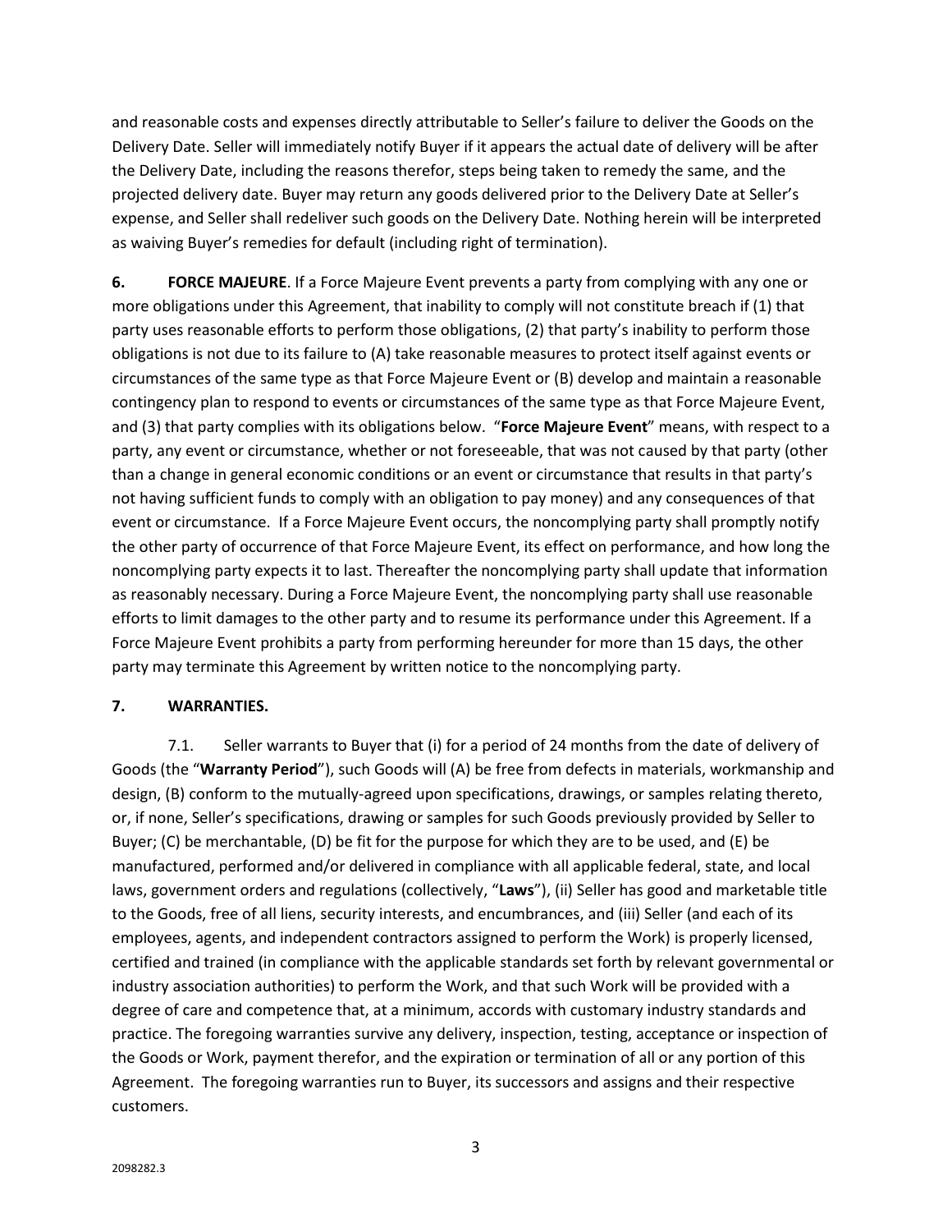and reasonable costs and expenses directly attributable to Seller's failure to deliver the Goods on the Delivery Date. Seller will immediately notify Buyer if it appears the actual date of delivery will be after the Delivery Date, including the reasons therefor, steps being taken to remedy the same, and the projected delivery date. Buyer may return any goods delivered prior to the Delivery Date at Seller's expense, and Seller shall redeliver such goods on the Delivery Date. Nothing herein will be interpreted as waiving Buyer's remedies for default (including right of termination).

**6. FORCE MAJEURE**. If a Force Majeure Event prevents a party from complying with any one or more obligations under this Agreement, that inability to comply will not constitute breach if (1) that party uses reasonable efforts to perform those obligations, (2) that party's inability to perform those obligations is not due to its failure to (A) take reasonable measures to protect itself against events or circumstances of the same type as that Force Majeure Event or (B) develop and maintain a reasonable contingency plan to respond to events or circumstances of the same type as that Force Majeure Event, and (3) that party complies with its obligations below. "**Force Majeure Event**" means, with respect to a party, any event or circumstance, whether or not foreseeable, that was not caused by that party (other than a change in general economic conditions or an event or circumstance that results in that party's not having sufficient funds to comply with an obligation to pay money) and any consequences of that event or circumstance. If a Force Majeure Event occurs, the noncomplying party shall promptly notify the other party of occurrence of that Force Majeure Event, its effect on performance, and how long the noncomplying party expects it to last. Thereafter the noncomplying party shall update that information as reasonably necessary. During a Force Majeure Event, the noncomplying party shall use reasonable efforts to limit damages to the other party and to resume its performance under this Agreement. If a Force Majeure Event prohibits a party from performing hereunder for more than 15 days, the other party may terminate this Agreement by written notice to the noncomplying party.

**7. WARRANTIES.**

7.1. Seller warrants to Buyer that (i) for a period of 24 months from the date of delivery of Goods (the "**Warranty Period**"), such Goods will (A) be free from defects in materials, workmanship and design, (B) conform to the mutually-agreed upon specifications, drawings, or samples relating thereto, or, if none, Seller's specifications, drawing or samples for such Goods previously provided by Seller to Buyer; (C) be merchantable, (D) be fit for the purpose for which they are to be used, and (E) be manufactured, performed and/or delivered in compliance with all applicable federal, state, and local laws, government orders and regulations (collectively, "**Laws**"), (ii) Seller has good and marketable title to the Goods, free of all liens, security interests, and encumbrances, and (iii) Seller (and each of its employees, agents, and independent contractors assigned to perform the Work) is properly licensed, certified and trained (in compliance with the applicable standards set forth by relevant governmental or industry association authorities) to perform the Work, and that such Work will be provided with a degree of care and competence that, at a minimum, accords with customary industry standards and practice. The foregoing warranties survive any delivery, inspection, testing, acceptance or inspection of the Goods or Work, payment therefor, and the expiration or termination of all or any portion of this Agreement. The foregoing warranties run to Buyer, its successors and assigns and their respective customers.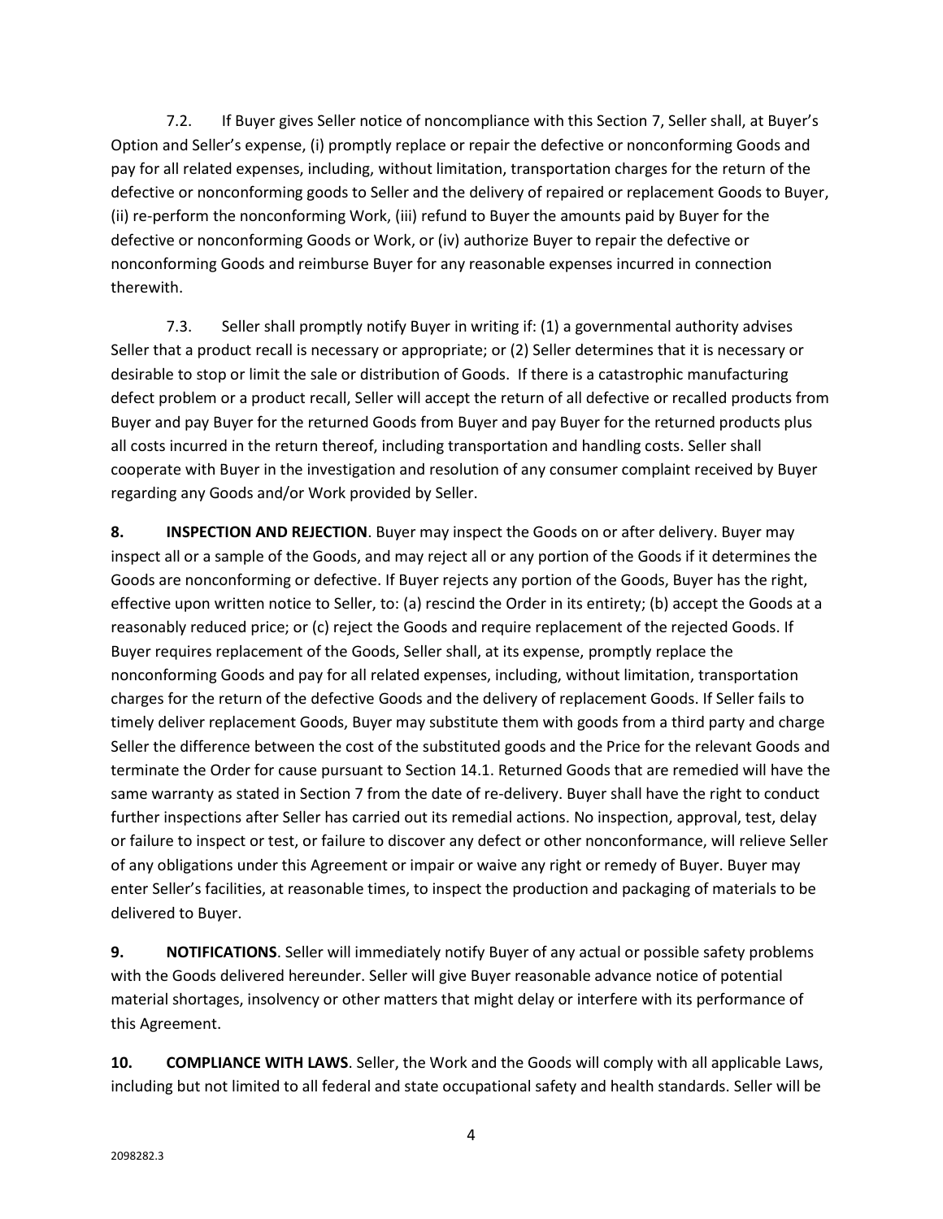7.2. If Buyer gives Seller notice of noncompliance with this Section 7, Seller shall, at Buyer's Option and Seller's expense, (i) promptly replace or repair the defective or nonconforming Goods and pay for all related expenses, including, without limitation, transportation charges for the return of the defective or nonconforming goods to Seller and the delivery of repaired or replacement Goods to Buyer, (ii) re-perform the nonconforming Work, (iii) refund to Buyer the amounts paid by Buyer for the defective or nonconforming Goods or Work, or (iv) authorize Buyer to repair the defective or nonconforming Goods and reimburse Buyer for any reasonable expenses incurred in connection therewith.

7.3. Seller shall promptly notify Buyer in writing if: (1) a governmental authority advises Seller that a product recall is necessary or appropriate; or (2) Seller determines that it is necessary or desirable to stop or limit the sale or distribution of Goods. If there is a catastrophic manufacturing defect problem or a product recall, Seller will accept the return of all defective or recalled products from Buyer and pay Buyer for the returned Goods from Buyer and pay Buyer for the returned products plus all costs incurred in the return thereof, including transportation and handling costs. Seller shall cooperate with Buyer in the investigation and resolution of any consumer complaint received by Buyer regarding any Goods and/or Work provided by Seller.

**8. INSPECTION AND REJECTION**. Buyer may inspect the Goods on or after delivery. Buyer may inspect all or a sample of the Goods, and may reject all or any portion of the Goods if it determines the Goods are nonconforming or defective. If Buyer rejects any portion of the Goods, Buyer has the right, effective upon written notice to Seller, to: (a) rescind the Order in its entirety; (b) accept the Goods at a reasonably reduced price; or (c) reject the Goods and require replacement of the rejected Goods. If Buyer requires replacement of the Goods, Seller shall, at its expense, promptly replace the nonconforming Goods and pay for all related expenses, including, without limitation, transportation charges for the return of the defective Goods and the delivery of replacement Goods. If Seller fails to timely deliver replacement Goods, Buyer may substitute them with goods from a third party and charge Seller the difference between the cost of the substituted goods and the Price for the relevant Goods and terminate the Order for cause pursuant to Section 14.1. Returned Goods that are remedied will have the same warranty as stated in Section 7 from the date of re-delivery. Buyer shall have the right to conduct further inspections after Seller has carried out its remedial actions. No inspection, approval, test, delay or failure to inspect or test, or failure to discover any defect or other nonconformance, will relieve Seller of any obligations under this Agreement or impair or waive any right or remedy of Buyer. Buyer may enter Seller's facilities, at reasonable times, to inspect the production and packaging of materials to be delivered to Buyer.

**9. NOTIFICATIONS**. Seller will immediately notify Buyer of any actual or possible safety problems with the Goods delivered hereunder. Seller will give Buyer reasonable advance notice of potential material shortages, insolvency or other matters that might delay or interfere with its performance of this Agreement.

**10. COMPLIANCE WITH LAWS**. Seller, the Work and the Goods will comply with all applicable Laws, including but not limited to all federal and state occupational safety and health standards. Seller will be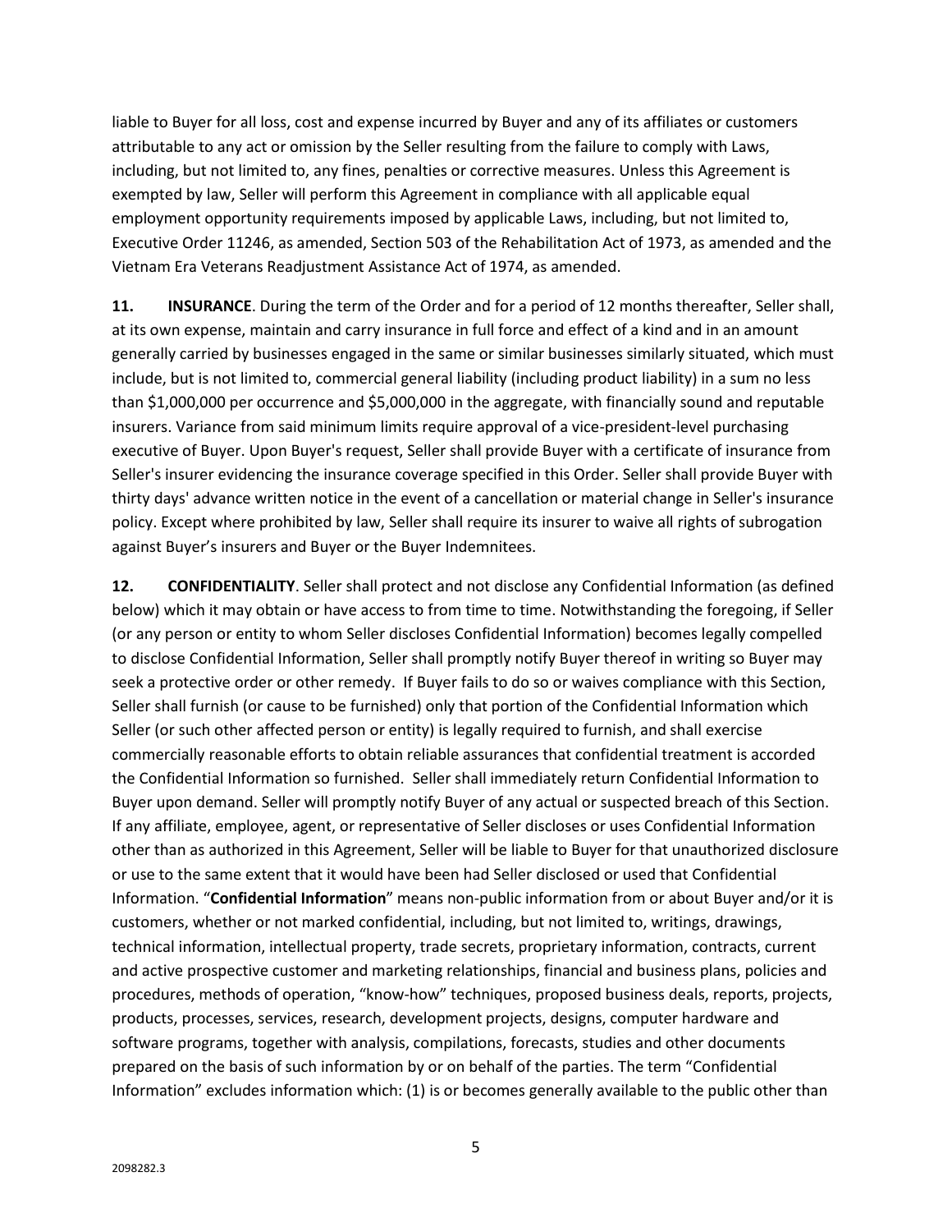liable to Buyer for all loss, cost and expense incurred by Buyer and any of its affiliates or customers attributable to any act or omission by the Seller resulting from the failure to comply with Laws, including, but not limited to, any fines, penalties or corrective measures. Unless this Agreement is exempted by law, Seller will perform this Agreement in compliance with all applicable equal employment opportunity requirements imposed by applicable Laws, including, but not limited to, Executive Order 11246, as amended, Section 503 of the Rehabilitation Act of 1973, as amended and the Vietnam Era Veterans Readjustment Assistance Act of 1974, as amended.

**11. INSURANCE**. During the term of the Order and for a period of 12 months thereafter, Seller shall, at its own expense, maintain and carry insurance in full force and effect of a kind and in an amount generally carried by businesses engaged in the same or similar businesses similarly situated, which must include, but is not limited to, commercial general liability (including product liability) in a sum no less than $1,000,000 per occurrence and $5,000,000 in the aggregate, with financially sound and reputable insurers. Variance from said minimum limits require approval of a vice-president-level purchasing executive of Buyer. Upon Buyer's request, Seller shall provide Buyer with a certificate of insurance from Seller's insurer evidencing the insurance coverage specified in this Order. Seller shall provide Buyer with thirty days' advance written notice in the event of a cancellation or material change in Seller's insurance policy. Except where prohibited by law, Seller shall require its insurer to waive all rights of subrogation against Buyer's insurers and Buyer or the Buyer Indemnitees.

**12. CONFIDENTIALITY**. Seller shall protect and not disclose any Confidential Information (as defined below) which it may obtain or have access to from time to time. Notwithstanding the foregoing, if Seller (or any person or entity to whom Seller discloses Confidential Information) becomes legally compelled to disclose Confidential Information, Seller shall promptly notify Buyer thereof in writing so Buyer may seek a protective order or other remedy. If Buyer fails to do so or waives compliance with this Section, Seller shall furnish (or cause to be furnished) only that portion of the Confidential Information which Seller (or such other affected person or entity) is legally required to furnish, and shall exercise commercially reasonable efforts to obtain reliable assurances that confidential treatment is accorded the Confidential Information so furnished. Seller shall immediately return Confidential Information to Buyer upon demand. Seller will promptly notify Buyer of any actual or suspected breach of this Section. If any affiliate, employee, agent, or representative of Seller discloses or uses Confidential Information other than as authorized in this Agreement, Seller will be liable to Buyer for that unauthorized disclosure or use to the same extent that it would have been had Seller disclosed or used that Confidential Information. "**Confidential Information**" means non-public information from or about Buyer and/or it is customers, whether or not marked confidential, including, but not limited to, writings, drawings, technical information, intellectual property, trade secrets, proprietary information, contracts, current and active prospective customer and marketing relationships, financial and business plans, policies and procedures, methods of operation, "know-how" techniques, proposed business deals, reports, projects, products, processes, services, research, development projects, designs, computer hardware and software programs, together with analysis, compilations, forecasts, studies and other documents prepared on the basis of such information by or on behalf of the parties. The term "Confidential Information" excludes information which: (1) is or becomes generally available to the public other than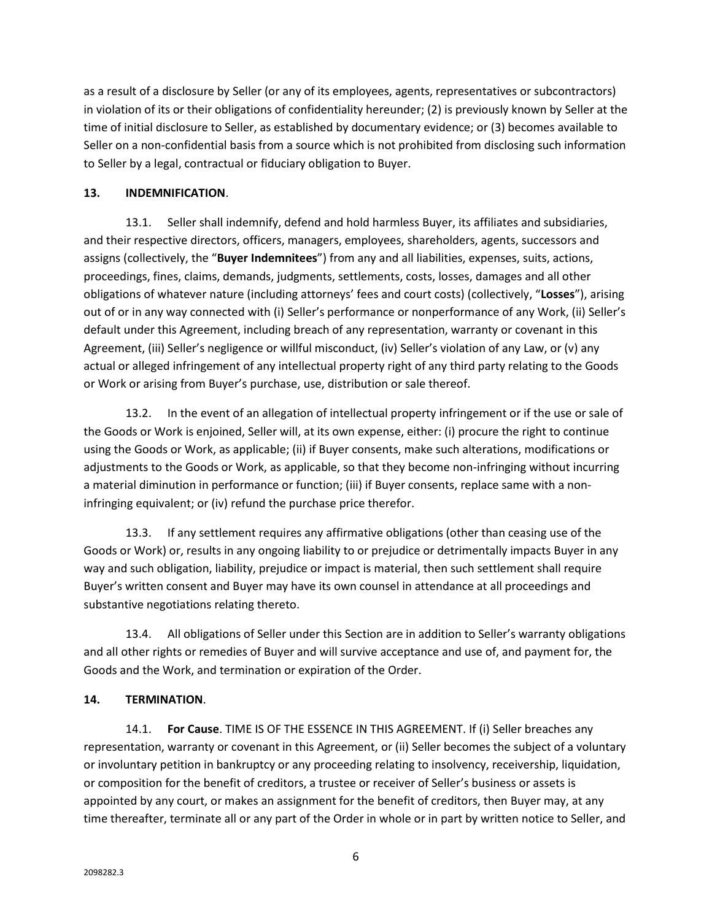as a result of a disclosure by Seller (or any of its employees, agents, representatives or subcontractors) in violation of its or their obligations of confidentiality hereunder; (2) is previously known by Seller at the time of initial disclosure to Seller, as established by documentary evidence; or (3) becomes available to Seller on a non-confidential basis from a source which is not prohibited from disclosing such information to Seller by a legal, contractual or fiduciary obligation to Buyer.

**13. INDEMNIFICATION**.

13.1. Seller shall indemnify, defend and hold harmless Buyer, its affiliates and subsidiaries, and their respective directors, officers, managers, employees, shareholders, agents, successors and assigns (collectively, the "**Buyer Indemnitees**") from any and all liabilities, expenses, suits, actions, proceedings, fines, claims, demands, judgments, settlements, costs, losses, damages and all other obligations of whatever nature (including attorneys' fees and court costs) (collectively, "**Losses**"), arising out of or in any way connected with (i) Seller's performance or nonperformance of any Work, (ii) Seller's default under this Agreement, including breach of any representation, warranty or covenant in this Agreement, (iii) Seller's negligence or willful misconduct, (iv) Seller's violation of any Law, or (v) any actual or alleged infringement of any intellectual property right of any third party relating to the Goods or Work or arising from Buyer's purchase, use, distribution or sale thereof.

13.2. In the event of an allegation of intellectual property infringement or if the use or sale of the Goods or Work is enjoined, Seller will, at its own expense, either: (i) procure the right to continue using the Goods or Work, as applicable; (ii) if Buyer consents, make such alterations, modifications or adjustments to the Goods or Work, as applicable, so that they become non-infringing without incurring a material diminution in performance or function; (iii) if Buyer consents, replace same with a non-infringing equivalent; or (iv) refund the purchase price therefor.

13.3. If any settlement requires any affirmative obligations (other than ceasing use of the Goods or Work) or, results in any ongoing liability to or prejudice or detrimentally impacts Buyer in any way and such obligation, liability, prejudice or impact is material, then such settlement shall require Buyer's written consent and Buyer may have its own counsel in attendance at all proceedings and substantive negotiations relating thereto.

13.4. All obligations of Seller under this Section are in addition to Seller's warranty obligations and all other rights or remedies of Buyer and will survive acceptance and use of, and payment for, the Goods and the Work, and termination or expiration of the Order.

**14. TERMINATION**.

14.1. **For Cause**. TIME IS OF THE ESSENCE IN THIS AGREEMENT. If (i) Seller breaches any representation, warranty or covenant in this Agreement, or (ii) Seller becomes the subject of a voluntary or involuntary petition in bankruptcy or any proceeding relating to insolvency, receivership, liquidation, or composition for the benefit of creditors, a trustee or receiver of Seller's business or assets is appointed by any court, or makes an assignment for the benefit of creditors, then Buyer may, at any time thereafter, terminate all or any part of the Order in whole or in part by written notice to Seller, and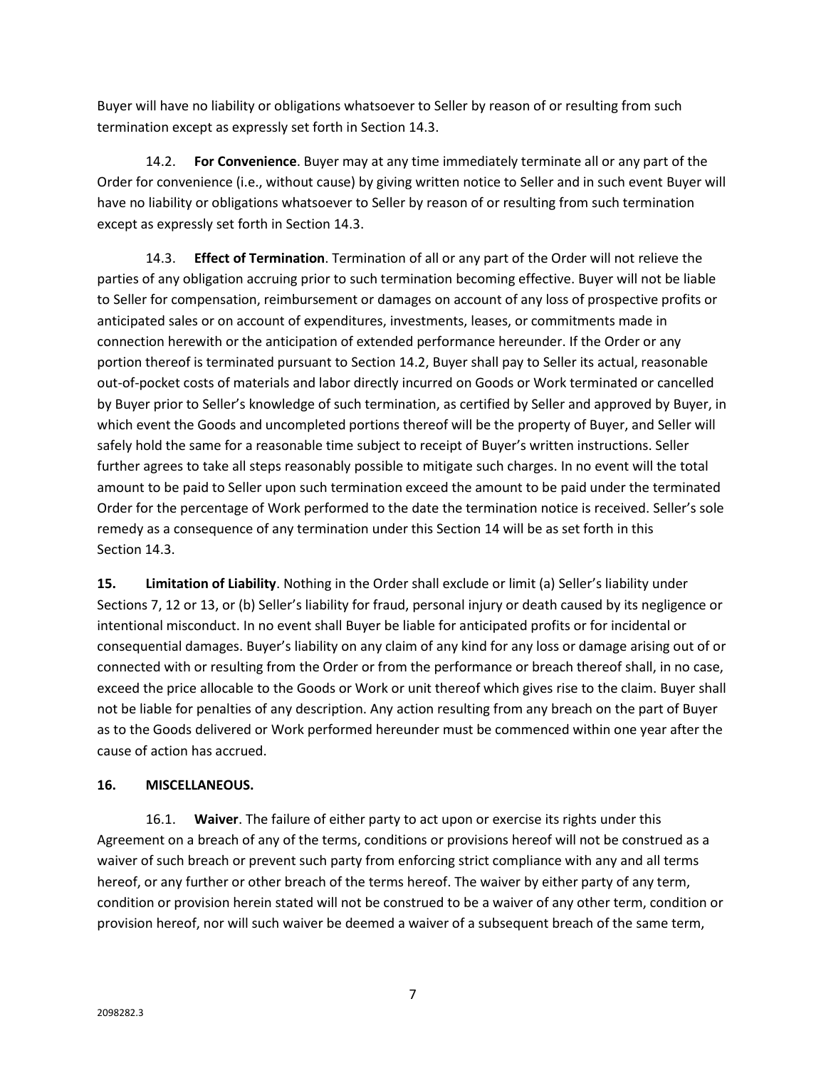Buyer will have no liability or obligations whatsoever to Seller by reason of or resulting from such termination except as expressly set forth in Section 14.3.

14.2. **For Convenience**. Buyer may at any time immediately terminate all or any part of the Order for convenience (i.e., without cause) by giving written notice to Seller and in such event Buyer will have no liability or obligations whatsoever to Seller by reason of or resulting from such termination except as expressly set forth in Section 14.3.

14.3. **Effect of Termination**. Termination of all or any part of the Order will not relieve the parties of any obligation accruing prior to such termination becoming effective. Buyer will not be liable to Seller for compensation, reimbursement or damages on account of any loss of prospective profits or anticipated sales or on account of expenditures, investments, leases, or commitments made in connection herewith or the anticipation of extended performance hereunder. If the Order or any portion thereof is terminated pursuant to Section 14.2, Buyer shall pay to Seller its actual, reasonable out-of-pocket costs of materials and labor directly incurred on Goods or Work terminated or cancelled by Buyer prior to Seller's knowledge of such termination, as certified by Seller and approved by Buyer, in which event the Goods and uncompleted portions thereof will be the property of Buyer, and Seller will safely hold the same for a reasonable time subject to receipt of Buyer's written instructions. Seller further agrees to take all steps reasonably possible to mitigate such charges. In no event will the total amount to be paid to Seller upon such termination exceed the amount to be paid under the terminated Order for the percentage of Work performed to the date the termination notice is received. Seller's sole remedy as a consequence of any termination under this Section 14 will be as set forth in this Section 14.3.

**15. Limitation of Liability**. Nothing in the Order shall exclude or limit (a) Seller's liability under Sections 7, 12 or 13, or (b) Seller's liability for fraud, personal injury or death caused by its negligence or intentional misconduct. In no event shall Buyer be liable for anticipated profits or for incidental or consequential damages. Buyer's liability on any claim of any kind for any loss or damage arising out of or connected with or resulting from the Order or from the performance or breach thereof shall, in no case, exceed the price allocable to the Goods or Work or unit thereof which gives rise to the claim. Buyer shall not be liable for penalties of any description. Any action resulting from any breach on the part of Buyer as to the Goods delivered or Work performed hereunder must be commenced within one year after the cause of action has accrued.

**16. MISCELLANEOUS.**

16.1. **Waiver**. The failure of either party to act upon or exercise its rights under this Agreement on a breach of any of the terms, conditions or provisions hereof will not be construed as a waiver of such breach or prevent such party from enforcing strict compliance with any and all terms hereof, or any further or other breach of the terms hereof. The waiver by either party of any term, condition or provision herein stated will not be construed to be a waiver of any other term, condition or provision hereof, nor will such waiver be deemed a waiver of a subsequent breach of the same term,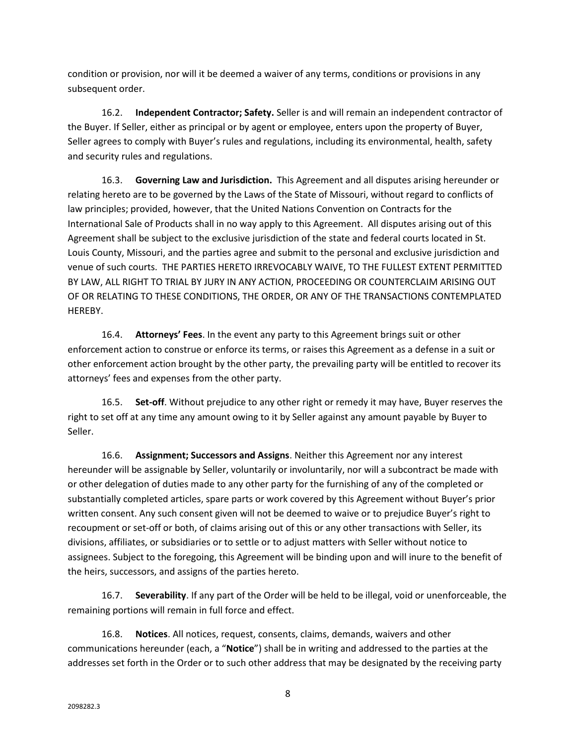condition or provision, nor will it be deemed a waiver of any terms, conditions or provisions in any subsequent order.

16.2. **Independent Contractor; Safety.** Seller is and will remain an independent contractor of the Buyer. If Seller, either as principal or by agent or employee, enters upon the property of Buyer, Seller agrees to comply with Buyer's rules and regulations, including its environmental, health, safety and security rules and regulations.

16.3. **Governing Law and Jurisdiction.** This Agreement and all disputes arising hereunder or relating hereto are to be governed by the Laws of the State of Missouri, without regard to conflicts of law principles; provided, however, that the United Nations Convention on Contracts for the International Sale of Products shall in no way apply to this Agreement. All disputes arising out of this Agreement shall be subject to the exclusive jurisdiction of the state and federal courts located in St. Louis County, Missouri, and the parties agree and submit to the personal and exclusive jurisdiction and venue of such courts. THE PARTIES HERETO IRREVOCABLY WAIVE, TO THE FULLEST EXTENT PERMITTED BY LAW, ALL RIGHT TO TRIAL BY JURY IN ANY ACTION, PROCEEDING OR COUNTERCLAIM ARISING OUT OF OR RELATING TO THESE CONDITIONS, THE ORDER, OR ANY OF THE TRANSACTIONS CONTEMPLATED HEREBY.

16.4. **Attorneys' Fees**. In the event any party to this Agreement brings suit or other enforcement action to construe or enforce its terms, or raises this Agreement as a defense in a suit or other enforcement action brought by the other party, the prevailing party will be entitled to recover its attorneys' fees and expenses from the other party.

16.5. **Set-off**. Without prejudice to any other right or remedy it may have, Buyer reserves the right to set off at any time any amount owing to it by Seller against any amount payable by Buyer to Seller.

16.6. **Assignment; Successors and Assigns**. Neither this Agreement nor any interest hereunder will be assignable by Seller, voluntarily or involuntarily, nor will a subcontract be made with or other delegation of duties made to any other party for the furnishing of any of the completed or substantially completed articles, spare parts or work covered by this Agreement without Buyer's prior written consent. Any such consent given will not be deemed to waive or to prejudice Buyer's right to recoupment or set-off or both, of claims arising out of this or any other transactions with Seller, its divisions, affiliates, or subsidiaries or to settle or to adjust matters with Seller without notice to assignees. Subject to the foregoing, this Agreement will be binding upon and will inure to the benefit of the heirs, successors, and assigns of the parties hereto.

16.7. **Severability**. If any part of the Order will be held to be illegal, void or unenforceable, the remaining portions will remain in full force and effect.

16.8. **Notices**. All notices, request, consents, claims, demands, waivers and other communications hereunder (each, a "**Notice**") shall be in writing and addressed to the parties at the addresses set forth in the Order or to such other address that may be designated by the receiving party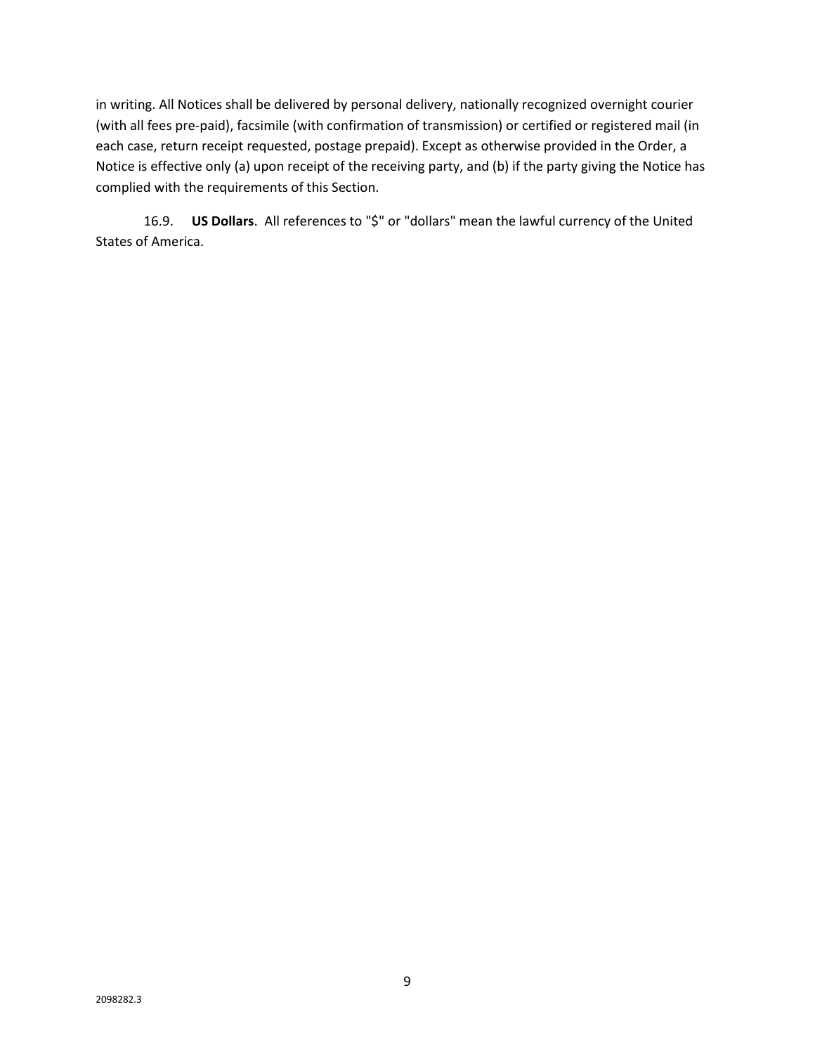in writing. All Notices shall be delivered by personal delivery, nationally recognized overnight courier (with all fees pre-paid), facsimile (with confirmation of transmission) or certified or registered mail (in each case, return receipt requested, postage prepaid). Except as otherwise provided in the Order, a Notice is effective only (a) upon receipt of the receiving party, and (b) if the party giving the Notice has complied with the requirements of this Section.

16.9. **US Dollars**. All references to "$" or "dollars" mean the lawful currency of the United States of America.

2098282.3